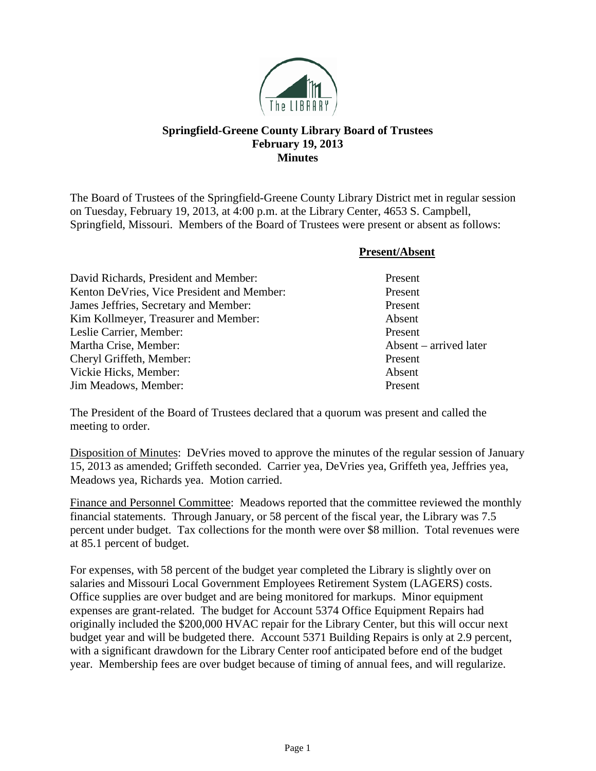# Springfield-Greene County Library Board of Trustees
## February 19, 2013
## Minutes

The Board of Trustees of the Springfield-Greene County Library District met in regular session on Tuesday, February 19, 2013, at 4:00 p.m. at the Library Center, 4653 S. Campbell, Springfield, Missouri. Members of the Board of Trustees were present or absent as follows:

| | Present/Absent |
|---|---|
| David Richards, President and Member: | Present |
| Kenton DeVries, Vice President and Member: | Present |
| James Jeffries, Secretary and Member: | Present |
| Kim Kollmeyer, Treasurer and Member: | Absent |
| Leslie Carrier, Member: | Present |
| Martha Crise, Member: | Absent – arrived later |
| Cheryl Griffeth, Member: | Present |
| Vickie Hicks, Member: | Absent |
| Jim Meadows, Member: | Present |

The President of the Board of Trustees declared that a quorum was present and called the meeting to order.

Disposition of Minutes: DeVries moved to approve the minutes of the regular session of January 15, 2013 as amended; Griffeth seconded. Carrier yea, DeVries yea, Griffeth yea, Jeffries yea, Meadows yea, Richards yea. Motion carried.

Finance and Personnel Committee: Meadows reported that the committee reviewed the monthly financial statements. Through January, or 58 percent of the fiscal year, the Library was 7.5 percent under budget. Tax collections for the month were over $8 million. Total revenues were at 85.1 percent of budget.

For expenses, with 58 percent of the budget year completed the Library is slightly over on salaries and Missouri Local Government Employees Retirement System (LAGERS) costs. Office supplies are over budget and are being monitored for markups. Minor equipment expenses are grant-related. The budget for Account 5374 Office Equipment Repairs had originally included the $200,000 HVAC repair for the Library Center, but this will occur next budget year and will be budgeted there. Account 5371 Building Repairs is only at 2.9 percent, with a significant drawdown for the Library Center roof anticipated before end of the budget year. Membership fees are over budget because of timing of annual fees, and will regularize.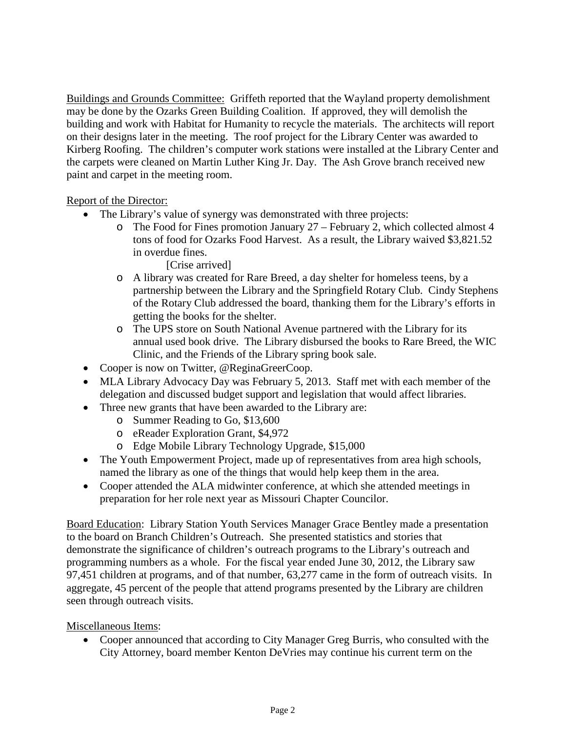Buildings and Grounds Committee: Griffeth reported that the Wayland property demolishment may be done by the Ozarks Green Building Coalition. If approved, they will demolish the building and work with Habitat for Humanity to recycle the materials. The architects will report on their designs later in the meeting. The roof project for the Library Center was awarded to Kirberg Roofing. The children's computer work stations were installed at the Library Center and the carpets were cleaned on Martin Luther King Jr. Day. The Ash Grove branch received new paint and carpet in the meeting room.

Report of the Director:

- The Library's value of synergy was demonstrated with three projects:
  - The Food for Fines promotion January 27 – February 2, which collected almost 4 tons of food for Ozarks Food Harvest. As a result, the Library waived $3,821.52 in overdue fines.

    [Crise arrived]
  - A library was created for Rare Breed, a day shelter for homeless teens, by a partnership between the Library and the Springfield Rotary Club. Cindy Stephens of the Rotary Club addressed the board, thanking them for the Library's efforts in getting the books for the shelter.
  - The UPS store on South National Avenue partnered with the Library for its annual used book drive. The Library disbursed the books to Rare Breed, the WIC Clinic, and the Friends of the Library spring book sale.
- Cooper is now on Twitter, @ReginaGreerCoop.
- MLA Library Advocacy Day was February 5, 2013. Staff met with each member of the delegation and discussed budget support and legislation that would affect libraries.
- Three new grants that have been awarded to the Library are:
  - Summer Reading to Go, $13,600
  - eReader Exploration Grant, $4,972
  - Edge Mobile Library Technology Upgrade, $15,000
- The Youth Empowerment Project, made up of representatives from area high schools, named the library as one of the things that would help keep them in the area.
- Cooper attended the ALA midwinter conference, at which she attended meetings in preparation for her role next year as Missouri Chapter Councilor.

Board Education: Library Station Youth Services Manager Grace Bentley made a presentation to the board on Branch Children's Outreach. She presented statistics and stories that demonstrate the significance of children's outreach programs to the Library's outreach and programming numbers as a whole. For the fiscal year ended June 30, 2012, the Library saw 97,451 children at programs, and of that number, 63,277 came in the form of outreach visits. In aggregate, 45 percent of the people that attend programs presented by the Library are children seen through outreach visits.

Miscellaneous Items:

- Cooper announced that according to City Manager Greg Burris, who consulted with the City Attorney, board member Kenton DeVries may continue his current term on the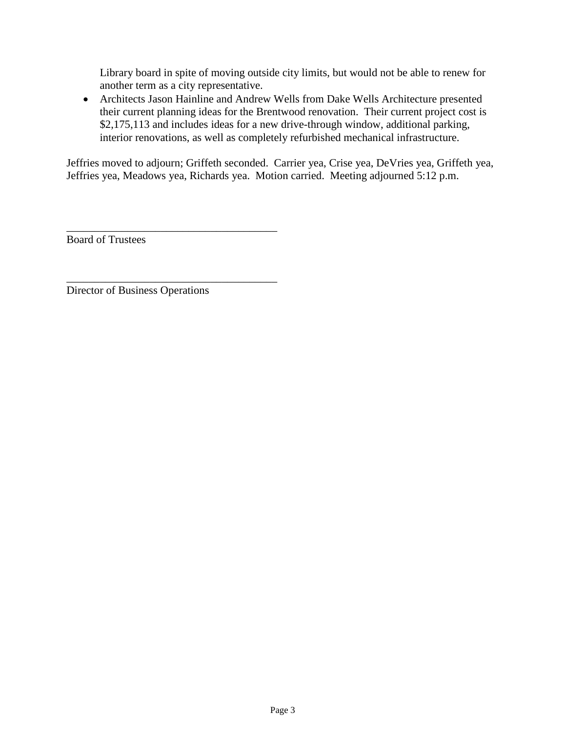Library board in spite of moving outside city limits, but would not be able to renew for another term as a city representative.

- Architects Jason Hainline and Andrew Wells from Dake Wells Architecture presented their current planning ideas for the Brentwood renovation. Their current project cost is $2,175,113 and includes ideas for a new drive-through window, additional parking, interior renovations, as well as completely refurbished mechanical infrastructure.

Jeffries moved to adjourn; Griffeth seconded. Carrier yea, Crise yea, DeVries yea, Griffeth yea, Jeffries yea, Meadows yea, Richards yea. Motion carried. Meeting adjourned 5:12 p.m.

_______________________________________
Board of Trustees

_______________________________________
Director of Business Operations